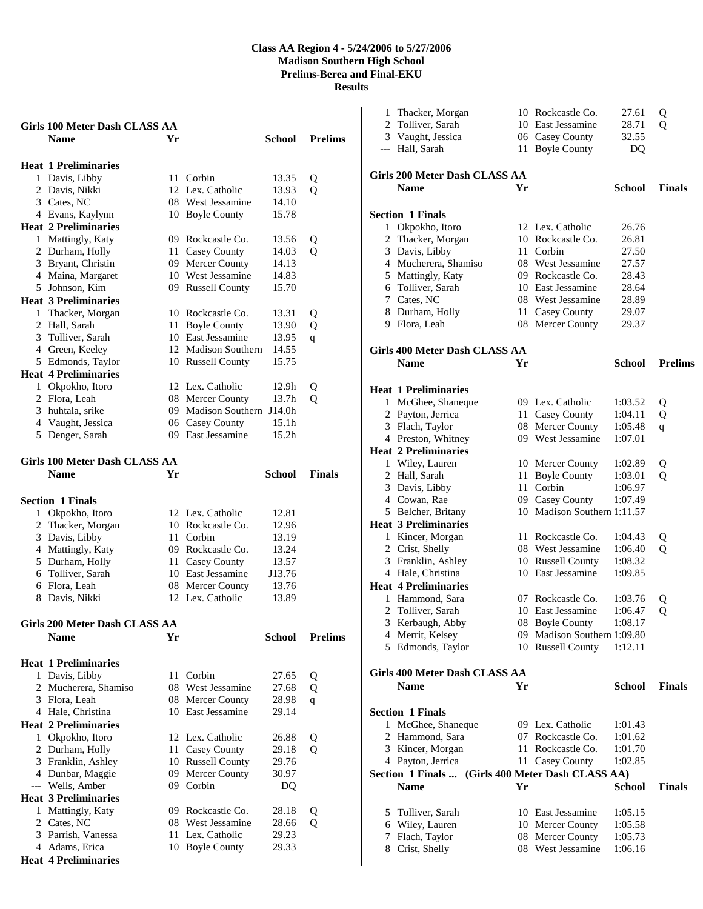# Class AA Region 4 - 5/24/2006 to 5/27/2006
## Madison Southern High School
## Prelims-Berea and Final-EKU
## Results

### Girls 100 Meter Dash CLASS AA

| | Name | Yr | School | Prelims | |
|---|---|---|---|---|---|
| **Heat 1 Preliminaries** | | | | | |
| 1 | Davis, Libby | 11 | Corbin | 13.35 | Q |
| 2 | Davis, Nikki | 12 | Lex. Catholic | 13.93 | Q |
| 3 | Cates, NC | 08 | West Jessamine | 14.10 | |
| 4 | Evans, Kaylynn | 10 | Boyle County | 15.78 | |
| **Heat 2 Preliminaries** | | | | | |
| 1 | Mattingly, Katy | 09 | Rockcastle Co. | 13.56 | Q |
| 2 | Durham, Holly | 11 | Casey County | 14.03 | Q |
| 3 | Bryant, Christin | 09 | Mercer County | 14.13 | |
| 4 | Maina, Margaret | 10 | West Jessamine | 14.83 | |
| 5 | Johnson, Kim | 09 | Russell County | 15.70 | |
| **Heat 3 Preliminaries** | | | | | |
| 1 | Thacker, Morgan | 10 | Rockcastle Co. | 13.31 | Q |
| 2 | Hall, Sarah | 11 | Boyle County | 13.90 | Q |
| 3 | Tolliver, Sarah | 10 | East Jessamine | 13.95 | q |
| 4 | Green, Keeley | 12 | Madison Southern | 14.55 | |
| 5 | Edmonds, Taylor | 10 | Russell County | 15.75 | |
| **Heat 4 Preliminaries** | | | | | |
| 1 | Okpokho, Itoro | 12 | Lex. Catholic | 12.9h | Q |
| 2 | Flora, Leah | 08 | Mercer County | 13.7h | Q |
| 3 | huhtala, srike | 09 | Madison Southern | J14.0h | |
| 4 | Vaught, Jessica | 06 | Casey County | 15.1h | |
| 5 | Denger, Sarah | 09 | East Jessamine | 15.2h | |

### Girls 100 Meter Dash CLASS AA

| | Name | Yr | School | Finals |
|---|---|---|---|---|
| **Section 1 Finals** | | | | |
| 1 | Okpokho, Itoro | 12 | Lex. Catholic | 12.81 |
| 2 | Thacker, Morgan | 10 | Rockcastle Co. | 12.96 |
| 3 | Davis, Libby | 11 | Corbin | 13.19 |
| 4 | Mattingly, Katy | 09 | Rockcastle Co. | 13.24 |
| 5 | Durham, Holly | 11 | Casey County | 13.57 |
| 6 | Tolliver, Sarah | 10 | East Jessamine | J13.76 |
| 6 | Flora, Leah | 08 | Mercer County | 13.76 |
| 8 | Davis, Nikki | 12 | Lex. Catholic | 13.89 |

### Girls 200 Meter Dash CLASS AA

| | Name | Yr | School | Prelims | |
|---|---|---|---|---|---|
| **Heat 1 Preliminaries** | | | | | |
| 1 | Davis, Libby | 11 | Corbin | 27.65 | Q |
| 2 | Mucherera, Shamiso | 08 | West Jessamine | 27.68 | Q |
| 3 | Flora, Leah | 08 | Mercer County | 28.98 | q |
| 4 | Hale, Christina | 10 | East Jessamine | 29.14 | |
| **Heat 2 Preliminaries** | | | | | |
| 1 | Okpokho, Itoro | 12 | Lex. Catholic | 26.88 | Q |
| 2 | Durham, Holly | 11 | Casey County | 29.18 | Q |
| 3 | Franklin, Ashley | 10 | Russell County | 29.76 | |
| 4 | Dunbar, Maggie | 09 | Mercer County | 30.97 | |
| --- | Wells, Amber | 09 | Corbin | DQ | |
| **Heat 3 Preliminaries** | | | | | |
| 1 | Mattingly, Katy | 09 | Rockcastle Co. | 28.18 | Q |
| 2 | Cates, NC | 08 | West Jessamine | 28.66 | Q |
| 3 | Parrish, Vanessa | 11 | Lex. Catholic | 29.23 | |
| 4 | Adams, Erica | 10 | Boyle County | 29.33 | |
| **Heat 4 Preliminaries** | | | | | |
| 1 | Thacker, Morgan | 10 | Rockcastle Co. | 27.61 | Q |
| 2 | Tolliver, Sarah | 10 | East Jessamine | 28.71 | Q |
| 3 | Vaught, Jessica | 06 | Casey County | 32.55 | |
| --- | Hall, Sarah | 11 | Boyle County | DQ | |

### Girls 200 Meter Dash CLASS AA

| | Name | Yr | School | Finals |
|---|---|---|---|---|
| **Section 1 Finals** | | | | |
| 1 | Okpokho, Itoro | 12 | Lex. Catholic | 26.76 |
| 2 | Thacker, Morgan | 10 | Rockcastle Co. | 26.81 |
| 3 | Davis, Libby | 11 | Corbin | 27.50 |
| 4 | Mucherera, Shamiso | 08 | West Jessamine | 27.57 |
| 5 | Mattingly, Katy | 09 | Rockcastle Co. | 28.43 |
| 6 | Tolliver, Sarah | 10 | East Jessamine | 28.64 |
| 7 | Cates, NC | 08 | West Jessamine | 28.89 |
| 8 | Durham, Holly | 11 | Casey County | 29.07 |
| 9 | Flora, Leah | 08 | Mercer County | 29.37 |

### Girls 400 Meter Dash CLASS AA

| | Name | Yr | School | Prelims | |
|---|---|---|---|---|---|
| **Heat 1 Preliminaries** | | | | | |
| 1 | McGhee, Shaneque | 09 | Lex. Catholic | 1:03.52 | Q |
| 2 | Payton, Jerrica | 11 | Casey County | 1:04.11 | Q |
| 3 | Flach, Taylor | 08 | Mercer County | 1:05.48 | q |
| 4 | Preston, Whitney | 09 | West Jessamine | 1:07.01 | |
| **Heat 2 Preliminaries** | | | | | |
| 1 | Wiley, Lauren | 10 | Mercer County | 1:02.89 | Q |
| 2 | Hall, Sarah | 11 | Boyle County | 1:03.01 | Q |
| 3 | Davis, Libby | 11 | Corbin | 1:06.97 | |
| 4 | Cowan, Rae | 09 | Casey County | 1:07.49 | |
| 5 | Belcher, Britany | 10 | Madison Southern | 1:11.57 | |
| **Heat 3 Preliminaries** | | | | | |
| 1 | Kincer, Morgan | 11 | Rockcastle Co. | 1:04.43 | Q |
| 2 | Crist, Shelly | 08 | West Jessamine | 1:06.40 | Q |
| 3 | Franklin, Ashley | 10 | Russell County | 1:08.32 | |
| 4 | Hale, Christina | 10 | East Jessamine | 1:09.85 | |
| **Heat 4 Preliminaries** | | | | | |
| 1 | Hammond, Sara | 07 | Rockcastle Co. | 1:03.76 | Q |
| 2 | Tolliver, Sarah | 10 | East Jessamine | 1:06.47 | Q |
| 3 | Kerbaugh, Abby | 08 | Boyle County | 1:08.17 | |
| 4 | Merrit, Kelsey | 09 | Madison Southern | 1:09.80 | |
| 5 | Edmonds, Taylor | 10 | Russell County | 1:12.11 | |

### Girls 400 Meter Dash CLASS AA

| | Name | Yr | School | Finals |
|---|---|---|---|---|
| **Section 1 Finals** | | | | |
| 1 | McGhee, Shaneque | 09 | Lex. Catholic | 1:01.43 |
| 2 | Hammond, Sara | 07 | Rockcastle Co. | 1:01.62 |
| 3 | Kincer, Morgan | 11 | Rockcastle Co. | 1:01.70 |
| 4 | Payton, Jerrica | 11 | Casey County | 1:02.85 |
| 5 | Tolliver, Sarah | 10 | East Jessamine | 1:05.15 |
| 6 | Wiley, Lauren | 10 | Mercer County | 1:05.58 |
| 7 | Flach, Taylor | 08 | Mercer County | 1:05.73 |
| 8 | Crist, Shelly | 08 | West Jessamine | 1:06.16 |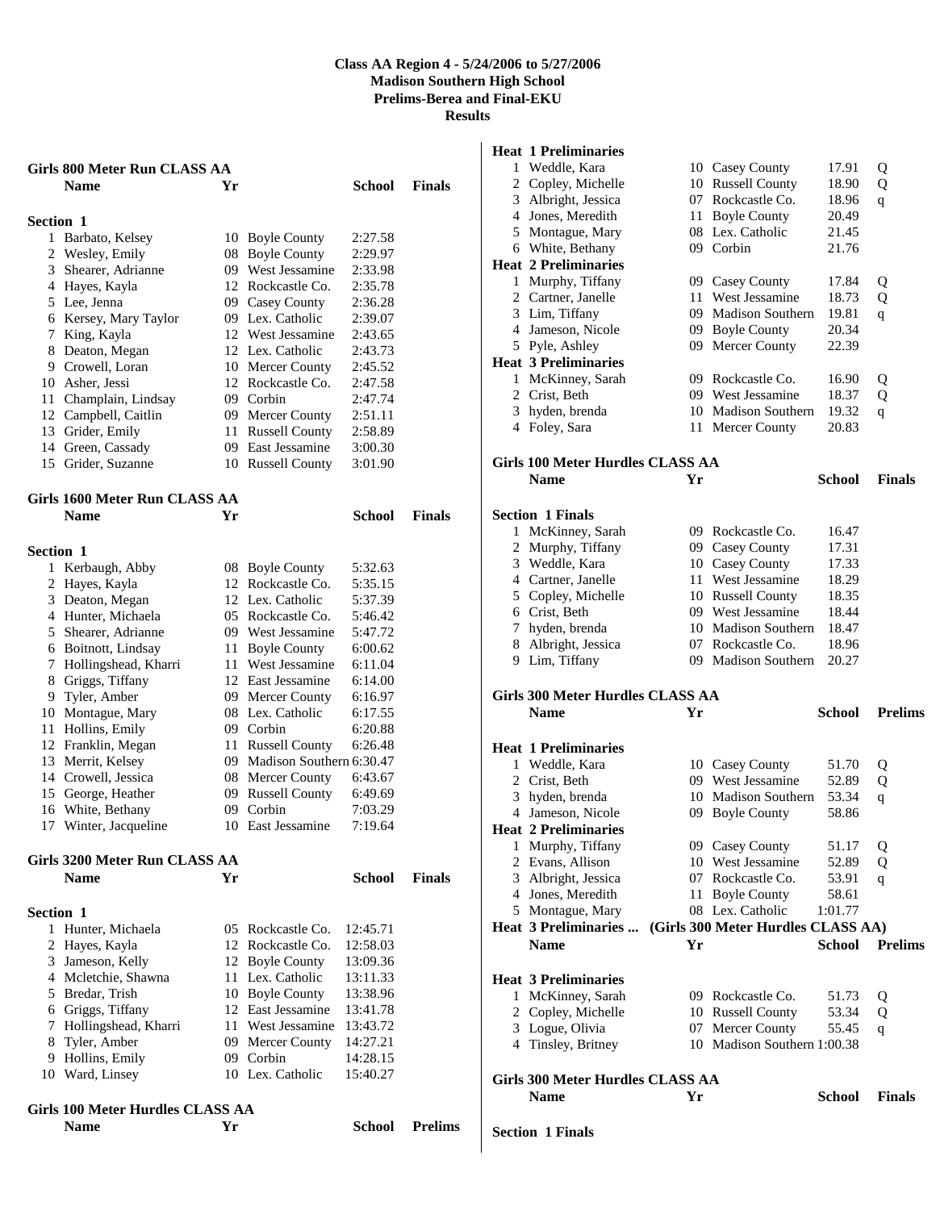# Class AA Region 4 - 5/24/2006 to 5/27/2006
## Madison Southern High School
## Prelims-Berea and Final-EKU
## Results

### Girls 800 Meter Run CLASS AA

**Section 1**

| | Name | Yr | School | Finals |
|---|---|---|---|---|
| 1 | Barbato, Kelsey | 10 | Boyle County | 2:27.58 |
| 2 | Wesley, Emily | 08 | Boyle County | 2:29.97 |
| 3 | Shearer, Adrianne | 09 | West Jessamine | 2:33.98 |
| 4 | Hayes, Kayla | 12 | Rockcastle Co. | 2:35.78 |
| 5 | Lee, Jenna | 09 | Casey County | 2:36.28 |
| 6 | Kersey, Mary Taylor | 09 | Lex. Catholic | 2:39.07 |
| 7 | King, Kayla | 12 | West Jessamine | 2:43.65 |
| 8 | Deaton, Megan | 12 | Lex. Catholic | 2:43.73 |
| 9 | Crowell, Loran | 10 | Mercer County | 2:45.52 |
| 10 | Asher, Jessi | 12 | Rockcastle Co. | 2:47.58 |
| 11 | Champlain, Lindsay | 09 | Corbin | 2:47.74 |
| 12 | Campbell, Caitlin | 09 | Mercer County | 2:51.11 |
| 13 | Grider, Emily | 11 | Russell County | 2:58.89 |
| 14 | Green, Cassady | 09 | East Jessamine | 3:00.30 |
| 15 | Grider, Suzanne | 10 | Russell County | 3:01.90 |

### Girls 1600 Meter Run CLASS AA

**Section 1**

| | Name | Yr | School | Finals |
|---|---|---|---|---|
| 1 | Kerbaugh, Abby | 08 | Boyle County | 5:32.63 |
| 2 | Hayes, Kayla | 12 | Rockcastle Co. | 5:35.15 |
| 3 | Deaton, Megan | 12 | Lex. Catholic | 5:37.39 |
| 4 | Hunter, Michaela | 05 | Rockcastle Co. | 5:46.42 |
| 5 | Shearer, Adrianne | 09 | West Jessamine | 5:47.72 |
| 6 | Boitnott, Lindsay | 11 | Boyle County | 6:00.62 |
| 7 | Hollingshead, Kharri | 11 | West Jessamine | 6:11.04 |
| 8 | Griggs, Tiffany | 12 | East Jessamine | 6:14.00 |
| 9 | Tyler, Amber | 09 | Mercer County | 6:16.97 |
| 10 | Montague, Mary | 08 | Lex. Catholic | 6:17.55 |
| 11 | Hollins, Emily | 09 | Corbin | 6:20.88 |
| 12 | Franklin, Megan | 11 | Russell County | 6:26.48 |
| 13 | Merrit, Kelsey | 09 | Madison Southern | 6:30.47 |
| 14 | Crowell, Jessica | 08 | Mercer County | 6:43.67 |
| 15 | George, Heather | 09 | Russell County | 6:49.69 |
| 16 | White, Bethany | 09 | Corbin | 7:03.29 |
| 17 | Winter, Jacqueline | 10 | East Jessamine | 7:19.64 |

### Girls 3200 Meter Run CLASS AA

**Section 1**

| | Name | Yr | School | Finals |
|---|---|---|---|---|
| 1 | Hunter, Michaela | 05 | Rockcastle Co. | 12:45.71 |
| 2 | Hayes, Kayla | 12 | Rockcastle Co. | 12:58.03 |
| 3 | Jameson, Kelly | 12 | Boyle County | 13:09.36 |
| 4 | Mcletchie, Shawna | 11 | Lex. Catholic | 13:11.33 |
| 5 | Bredar, Trish | 10 | Boyle County | 13:38.96 |
| 6 | Griggs, Tiffany | 12 | East Jessamine | 13:41.78 |
| 7 | Hollingshead, Kharri | 11 | West Jessamine | 13:43.72 |
| 8 | Tyler, Amber | 09 | Mercer County | 14:27.21 |
| 9 | Hollins, Emily | 09 | Corbin | 14:28.15 |
| 10 | Ward, Linsey | 10 | Lex. Catholic | 15:40.27 |

### Girls 100 Meter Hurdles CLASS AA

| | Name | Yr | School | Prelims | |
|---|---|---|---|---|---|
| **Heat 1 Preliminaries** | | | | | |
| 1 | Weddle, Kara | 10 | Casey County | 17.91 | Q |
| 2 | Copley, Michelle | 10 | Russell County | 18.90 | Q |
| 3 | Albright, Jessica | 07 | Rockcastle Co. | 18.96 | q |
| 4 | Jones, Meredith | 11 | Boyle County | 20.49 | |
| 5 | Montague, Mary | 08 | Lex. Catholic | 21.45 | |
| 6 | White, Bethany | 09 | Corbin | 21.76 | |
| **Heat 2 Preliminaries** | | | | | |
| 1 | Murphy, Tiffany | 09 | Casey County | 17.84 | Q |
| 2 | Cartner, Janelle | 11 | West Jessamine | 18.73 | Q |
| 3 | Lim, Tiffany | 09 | Madison Southern | 19.81 | q |
| 4 | Jameson, Nicole | 09 | Boyle County | 20.34 | |
| 5 | Pyle, Ashley | 09 | Mercer County | 22.39 | |
| **Heat 3 Preliminaries** | | | | | |
| 1 | McKinney, Sarah | 09 | Rockcastle Co. | 16.90 | Q |
| 2 | Crist, Beth | 09 | West Jessamine | 18.37 | Q |
| 3 | hyden, brenda | 10 | Madison Southern | 19.32 | q |
| 4 | Foley, Sara | 11 | Mercer County | 20.83 | |

### Girls 100 Meter Hurdles CLASS AA

**Section 1 Finals**

| | Name | Yr | School | Finals |
|---|---|---|---|---|
| 1 | McKinney, Sarah | 09 | Rockcastle Co. | 16.47 |
| 2 | Murphy, Tiffany | 09 | Casey County | 17.31 |
| 3 | Weddle, Kara | 10 | Casey County | 17.33 |
| 4 | Cartner, Janelle | 11 | West Jessamine | 18.29 |
| 5 | Copley, Michelle | 10 | Russell County | 18.35 |
| 6 | Crist, Beth | 09 | West Jessamine | 18.44 |
| 7 | hyden, brenda | 10 | Madison Southern | 18.47 |
| 8 | Albright, Jessica | 07 | Rockcastle Co. | 18.96 |
| 9 | Lim, Tiffany | 09 | Madison Southern | 20.27 |

### Girls 300 Meter Hurdles CLASS AA

| | Name | Yr | School | Prelims | |
|---|---|---|---|---|---|
| **Heat 1 Preliminaries** | | | | | |
| 1 | Weddle, Kara | 10 | Casey County | 51.70 | Q |
| 2 | Crist, Beth | 09 | West Jessamine | 52.89 | Q |
| 3 | hyden, brenda | 10 | Madison Southern | 53.34 | q |
| 4 | Jameson, Nicole | 09 | Boyle County | 58.86 | |
| **Heat 2 Preliminaries** | | | | | |
| 1 | Murphy, Tiffany | 09 | Casey County | 51.17 | Q |
| 2 | Evans, Allison | 10 | West Jessamine | 52.89 | Q |
| 3 | Albright, Jessica | 07 | Rockcastle Co. | 53.91 | q |
| 4 | Jones, Meredith | 11 | Boyle County | 58.61 | |
| 5 | Montague, Mary | 08 | Lex. Catholic | 1:01.77 | |
| **Heat 3 Preliminaries** | | | | | |
| 1 | McKinney, Sarah | 09 | Rockcastle Co. | 51.73 | Q |
| 2 | Copley, Michelle | 10 | Russell County | 53.34 | Q |
| 3 | Logue, Olivia | 07 | Mercer County | 55.45 | q |
| 4 | Tinsley, Britney | 10 | Madison Southern | 1:00.38 | |

### Girls 300 Meter Hurdles CLASS AA

| | Name | Yr | School | Finals |
|---|---|---|---|---|

**Section 1 Finals**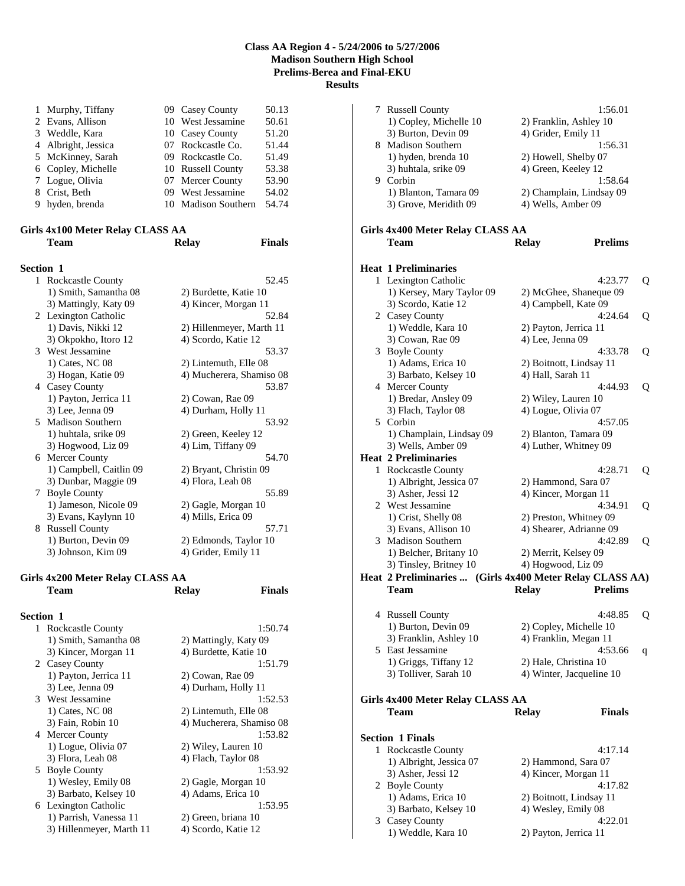# Class AA Region 4 - 5/24/2006 to 5/27/2006
## Madison Southern High School
## Prelims-Berea and Final-EKU
## Results

| | Name | Yr | School | Time |
|---|---|---|---|---|
| 1 | Murphy, Tiffany | 09 | Casey County | 50.13 |
| 2 | Evans, Allison | 10 | West Jessamine | 50.61 |
| 3 | Weddle, Kara | 10 | Casey County | 51.20 |
| 4 | Albright, Jessica | 07 | Rockcastle Co. | 51.44 |
| 5 | McKinney, Sarah | 09 | Rockcastle Co. | 51.49 |
| 6 | Copley, Michelle | 10 | Russell County | 53.38 |
| 7 | Logue, Olivia | 07 | Mercer County | 53.90 |
| 8 | Crist, Beth | 09 | West Jessamine | 54.02 |
| 9 | hyden, brenda | 10 | Madison Southern | 54.74 |

### Girls 4x100 Meter Relay CLASS AA

| | Team | Relay | Finals |
|---|---|---|---|
| **Section 1** | | | |
| 1 | Rockcastle County | | 52.45 |
| | 1) Smith, Samantha 08 | 2) Burdette, Katie 10 | |
| | 3) Mattingly, Katy 09 | 4) Kincer, Morgan 11 | |
| 2 | Lexington Catholic | | 52.84 |
| | 1) Davis, Nikki 12 | 2) Hillenmeyer, Marth 11 | |
| | 3) Okpokho, Itoro 12 | 4) Scordo, Katie 12 | |
| 3 | West Jessamine | | 53.37 |
| | 1) Cates, NC 08 | 2) Lintemuth, Elle 08 | |
| | 3) Hogan, Katie 09 | 4) Mucherera, Shamiso 08 | |
| 4 | Casey County | | 53.87 |
| | 1) Payton, Jerrica 11 | 2) Cowan, Rae 09 | |
| | 3) Lee, Jenna 09 | 4) Durham, Holly 11 | |
| 5 | Madison Southern | | 53.92 |
| | 1) huhtala, srike 09 | 2) Green, Keeley 12 | |
| | 3) Hogwood, Liz 09 | 4) Lim, Tiffany 09 | |
| 6 | Mercer County | | 54.70 |
| | 1) Campbell, Caitlin 09 | 2) Bryant, Christin 09 | |
| | 3) Dunbar, Maggie 09 | 4) Flora, Leah 08 | |
| 7 | Boyle County | | 55.89 |
| | 1) Jameson, Nicole 09 | 2) Gagle, Morgan 10 | |
| | 3) Evans, Kaylynn 10 | 4) Mills, Erica 09 | |
| 8 | Russell County | | 57.71 |
| | 1) Burton, Devin 09 | 2) Edmonds, Taylor 10 | |
| | 3) Johnson, Kim 09 | 4) Grider, Emily 11 | |

### Girls 4x200 Meter Relay CLASS AA

| | Team | Relay | Finals |
|---|---|---|---|
| **Section 1** | | | |
| 1 | Rockcastle County | | 1:50.74 |
| | 1) Smith, Samantha 08 | 2) Mattingly, Katy 09 | |
| | 3) Kincer, Morgan 11 | 4) Burdette, Katie 10 | |
| 2 | Casey County | | 1:51.79 |
| | 1) Payton, Jerrica 11 | 2) Cowan, Rae 09 | |
| | 3) Lee, Jenna 09 | 4) Durham, Holly 11 | |
| 3 | West Jessamine | | 1:52.53 |
| | 1) Cates, NC 08 | 2) Lintemuth, Elle 08 | |
| | 3) Fain, Robin 10 | 4) Mucherera, Shamiso 08 | |
| 4 | Mercer County | | 1:53.82 |
| | 1) Logue, Olivia 07 | 2) Wiley, Lauren 10 | |
| | 3) Flora, Leah 08 | 4) Flach, Taylor 08 | |
| 5 | Boyle County | | 1:53.92 |
| | 1) Wesley, Emily 08 | 2) Gagle, Morgan 10 | |
| | 3) Barbato, Kelsey 10 | 4) Adams, Erica 10 | |
| 6 | Lexington Catholic | | 1:53.95 |
| | 1) Parrish, Vanessa 11 | 2) Green, briana 10 | |
| | 3) Hillenmeyer, Marth 11 | 4) Scordo, Katie 12 | |
| 7 | Russell County | | 1:56.01 |
| | 1) Copley, Michelle 10 | 2) Franklin, Ashley 10 | |
| | 3) Burton, Devin 09 | 4) Grider, Emily 11 | |
| 8 | Madison Southern | | 1:56.31 |
| | 1) hyden, brenda 10 | 2) Howell, Shelby 07 | |
| | 3) huhtala, srike 09 | 4) Green, Keeley 12 | |
| 9 | Corbin | | 1:58.64 |
| | 1) Blanton, Tamara 09 | 2) Champlain, Lindsay 09 | |
| | 3) Grove, Meridith 09 | 4) Wells, Amber 09 | |

### Girls 4x400 Meter Relay CLASS AA

| | Team | Relay | Prelims | |
|---|---|---|---|---|
| **Heat 1 Preliminaries** | | | | |
| 1 | Lexington Catholic | | 4:23.77 | Q |
| | 1) Kersey, Mary Taylor 09 | 2) McGhee, Shaneque 09 | | |
| | 3) Scordo, Katie 12 | 4) Campbell, Kate 09 | | |
| 2 | Casey County | | 4:24.64 | Q |
| | 1) Weddle, Kara 10 | 2) Payton, Jerrica 11 | | |
| | 3) Cowan, Rae 09 | 4) Lee, Jenna 09 | | |
| 3 | Boyle County | | 4:33.78 | Q |
| | 1) Adams, Erica 10 | 2) Boitnott, Lindsay 11 | | |
| | 3) Barbato, Kelsey 10 | 4) Hall, Sarah 11 | | |
| 4 | Mercer County | | 4:44.93 | Q |
| | 1) Bredar, Ansley 09 | 2) Wiley, Lauren 10 | | |
| | 3) Flach, Taylor 08 | 4) Logue, Olivia 07 | | |
| 5 | Corbin | | 4:57.05 | |
| | 1) Champlain, Lindsay 09 | 2) Blanton, Tamara 09 | | |
| | 3) Wells, Amber 09 | 4) Luther, Whitney 09 | | |
| **Heat 2 Preliminaries** | | | | |
| 1 | Rockcastle County | | 4:28.71 | Q |
| | 1) Albright, Jessica 07 | 2) Hammond, Sara 07 | | |
| | 3) Asher, Jessi 12 | 4) Kincer, Morgan 11 | | |
| 2 | West Jessamine | | 4:34.91 | Q |
| | 1) Crist, Shelly 08 | 2) Preston, Whitney 09 | | |
| | 3) Evans, Allison 10 | 4) Shearer, Adrianne 09 | | |
| 3 | Madison Southern | | 4:42.89 | Q |
| | 1) Belcher, Britany 10 | 2) Merrit, Kelsey 09 | | |
| | 3) Tinsley, Britney 10 | 4) Hogwood, Liz 09 | | |
| 4 | Russell County | | 4:48.85 | Q |
| | 1) Burton, Devin 09 | 2) Copley, Michelle 10 | | |
| | 3) Franklin, Ashley 10 | 4) Franklin, Megan 11 | | |
| 5 | East Jessamine | | 4:53.66 | q |
| | 1) Griggs, Tiffany 12 | 2) Hale, Christina 10 | | |
| | 3) Tolliver, Sarah 10 | 4) Winter, Jacqueline 10 | | |

### Girls 4x400 Meter Relay CLASS AA

| | Team | Relay | Finals |
|---|---|---|---|
| **Section 1 Finals** | | | |
| 1 | Rockcastle County | | 4:17.14 |
| | 1) Albright, Jessica 07 | 2) Hammond, Sara 07 | |
| | 3) Asher, Jessi 12 | 4) Kincer, Morgan 11 | |
| 2 | Boyle County | | 4:17.82 |
| | 1) Adams, Erica 10 | 2) Boitnott, Lindsay 11 | |
| | 3) Barbato, Kelsey 10 | 4) Wesley, Emily 08 | |
| 3 | Casey County | | 4:22.01 |
| | 1) Weddle, Kara 10 | 2) Payton, Jerrica 11 | |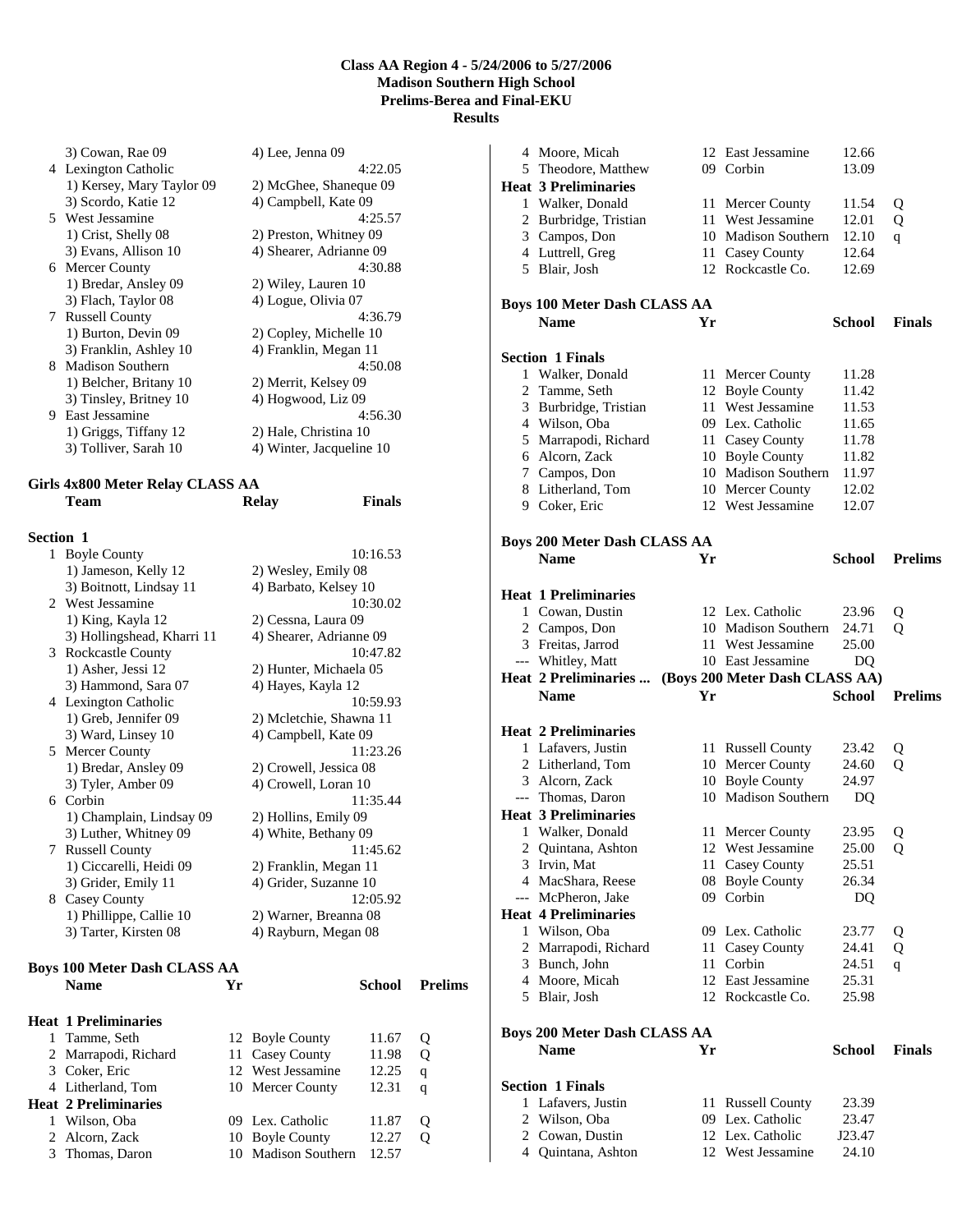# Class AA Region 4 - 5/24/2006 to 5/27/2006
## Madison Southern High School
## Prelims-Berea and Final-EKU
## Results

| | Team | | Finals |
|---|---|---|---|
| | 3) Cowan, Rae 09 | 4) Lee, Jenna 09 | |
| 4 | Lexington Catholic | | 4:22.05 |
| | 1) Kersey, Mary Taylor 09 | 2) McGhee, Shaneque 09 | |
| | 3) Scordo, Katie 12 | 4) Campbell, Kate 09 | |
| 5 | West Jessamine | | 4:25.57 |
| | 1) Crist, Shelly 08 | 2) Preston, Whitney 09 | |
| | 3) Evans, Allison 10 | 4) Shearer, Adrianne 09 | |
| 6 | Mercer County | | 4:30.88 |
| | 1) Bredar, Ansley 09 | 2) Wiley, Lauren 10 | |
| | 3) Flach, Taylor 08 | 4) Logue, Olivia 07 | |
| 7 | Russell County | | 4:36.79 |
| | 1) Burton, Devin 09 | 2) Copley, Michelle 10 | |
| | 3) Franklin, Ashley 10 | 4) Franklin, Megan 11 | |
| 8 | Madison Southern | | 4:50.08 |
| | 1) Belcher, Britany 10 | 2) Merrit, Kelsey 09 | |
| | 3) Tinsley, Britney 10 | 4) Hogwood, Liz 09 | |
| 9 | East Jessamine | | 4:56.30 |
| | 1) Griggs, Tiffany 12 | 2) Hale, Christina 10 | |
| | 3) Tolliver, Sarah 10 | 4) Winter, Jacqueline 10 | |

### Girls 4x800 Meter Relay CLASS AA

| | Team | Relay | Finals |
|---|---|---|---|
| **Section 1** | | | |
| 1 | Boyle County | | 10:16.53 |
| | 1) Jameson, Kelly 12 | 2) Wesley, Emily 08 | |
| | 3) Boitnott, Lindsay 11 | 4) Barbato, Kelsey 10 | |
| 2 | West Jessamine | | 10:30.02 |
| | 1) King, Kayla 12 | 2) Cessna, Laura 09 | |
| | 3) Hollingshead, Kharri 11 | 4) Shearer, Adrianne 09 | |
| 3 | Rockcastle County | | 10:47.82 |
| | 1) Asher, Jessi 12 | 2) Hunter, Michaela 05 | |
| | 3) Hammond, Sara 07 | 4) Hayes, Kayla 12 | |
| 4 | Lexington Catholic | | 10:59.93 |
| | 1) Greb, Jennifer 09 | 2) Mcletchie, Shawna 11 | |
| | 3) Ward, Linsey 10 | 4) Campbell, Kate 09 | |
| 5 | Mercer County | | 11:23.26 |
| | 1) Bredar, Ansley 09 | 2) Crowell, Jessica 08 | |
| | 3) Tyler, Amber 09 | 4) Crowell, Loran 10 | |
| 6 | Corbin | | 11:35.44 |
| | 1) Champlain, Lindsay 09 | 2) Hollins, Emily 09 | |
| | 3) Luther, Whitney 09 | 4) White, Bethany 09 | |
| 7 | Russell County | | 11:45.62 |
| | 1) Ciccarelli, Heidi 09 | 2) Franklin, Megan 11 | |
| | 3) Grider, Emily 11 | 4) Grider, Suzanne 10 | |
| 8 | Casey County | | 12:05.92 |
| | 1) Phillippe, Callie 10 | 2) Warner, Breanna 08 | |
| | 3) Tarter, Kirsten 08 | 4) Rayburn, Megan 08 | |

### Boys 100 Meter Dash CLASS AA

| | Name | Yr | School | Prelims | |
|---|---|---|---|---|---|
| **Heat 1 Preliminaries** | | | | | |
| 1 | Tamme, Seth | 12 | Boyle County | 11.67 | Q |
| 2 | Marrapodi, Richard | 11 | Casey County | 11.98 | Q |
| 3 | Coker, Eric | 12 | West Jessamine | 12.25 | q |
| 4 | Litherland, Tom | 10 | Mercer County | 12.31 | q |
| **Heat 2 Preliminaries** | | | | | |
| 1 | Wilson, Oba | 09 | Lex. Catholic | 11.87 | Q |
| 2 | Alcorn, Zack | 10 | Boyle County | 12.27 | Q |
| 3 | Thomas, Daron | 10 | Madison Southern | 12.57 | |
| 4 | Moore, Micah | 12 | East Jessamine | 12.66 | |
| 5 | Theodore, Matthew | 09 | Corbin | 13.09 | |
| **Heat 3 Preliminaries** | | | | | |
| 1 | Walker, Donald | 11 | Mercer County | 11.54 | Q |
| 2 | Burbridge, Tristian | 11 | West Jessamine | 12.01 | Q |
| 3 | Campos, Don | 10 | Madison Southern | 12.10 | q |
| 4 | Luttrell, Greg | 11 | Casey County | 12.64 | |
| 5 | Blair, Josh | 12 | Rockcastle Co. | 12.69 | |

### Boys 100 Meter Dash CLASS AA

| | Name | Yr | School | Finals |
|---|---|---|---|---|
| **Section 1 Finals** | | | | |
| 1 | Walker, Donald | 11 | Mercer County | 11.28 |
| 2 | Tamme, Seth | 12 | Boyle County | 11.42 |
| 3 | Burbridge, Tristian | 11 | West Jessamine | 11.53 |
| 4 | Wilson, Oba | 09 | Lex. Catholic | 11.65 |
| 5 | Marrapodi, Richard | 11 | Casey County | 11.78 |
| 6 | Alcorn, Zack | 10 | Boyle County | 11.82 |
| 7 | Campos, Don | 10 | Madison Southern | 11.97 |
| 8 | Litherland, Tom | 10 | Mercer County | 12.02 |
| 9 | Coker, Eric | 12 | West Jessamine | 12.07 |

### Boys 200 Meter Dash CLASS AA

| | Name | Yr | School | Prelims | |
|---|---|---|---|---|---|
| **Heat 1 Preliminaries** | | | | | |
| 1 | Cowan, Dustin | 12 | Lex. Catholic | 23.96 | Q |
| 2 | Campos, Don | 10 | Madison Southern | 24.71 | Q |
| 3 | Freitas, Jarrod | 11 | West Jessamine | 25.00 | |
| --- | Whitley, Matt | 10 | East Jessamine | DQ | |
| **Heat 2 Preliminaries** | | | | | |
| 1 | Lafavers, Justin | 11 | Russell County | 23.42 | Q |
| 2 | Litherland, Tom | 10 | Mercer County | 24.60 | Q |
| 3 | Alcorn, Zack | 10 | Boyle County | 24.97 | |
| --- | Thomas, Daron | 10 | Madison Southern | DQ | |
| **Heat 3 Preliminaries** | | | | | |
| 1 | Walker, Donald | 11 | Mercer County | 23.95 | Q |
| 2 | Quintana, Ashton | 12 | West Jessamine | 25.00 | Q |
| 3 | Irvin, Mat | 11 | Casey County | 25.51 | |
| 4 | MacShara, Reese | 08 | Boyle County | 26.34 | |
| --- | McPheron, Jake | 09 | Corbin | DQ | |
| **Heat 4 Preliminaries** | | | | | |
| 1 | Wilson, Oba | 09 | Lex. Catholic | 23.77 | Q |
| 2 | Marrapodi, Richard | 11 | Casey County | 24.41 | Q |
| 3 | Bunch, John | 11 | Corbin | 24.51 | q |
| 4 | Moore, Micah | 12 | East Jessamine | 25.31 | |
| 5 | Blair, Josh | 12 | Rockcastle Co. | 25.98 | |

### Boys 200 Meter Dash CLASS AA

| | Name | Yr | School | Finals |
|---|---|---|---|---|
| **Section 1 Finals** | | | | |
| 1 | Lafavers, Justin | 11 | Russell County | 23.39 |
| 2 | Wilson, Oba | 09 | Lex. Catholic | 23.47 |
| 2 | Cowan, Dustin | 12 | Lex. Catholic | J23.47 |
| 4 | Quintana, Ashton | 12 | West Jessamine | 24.10 |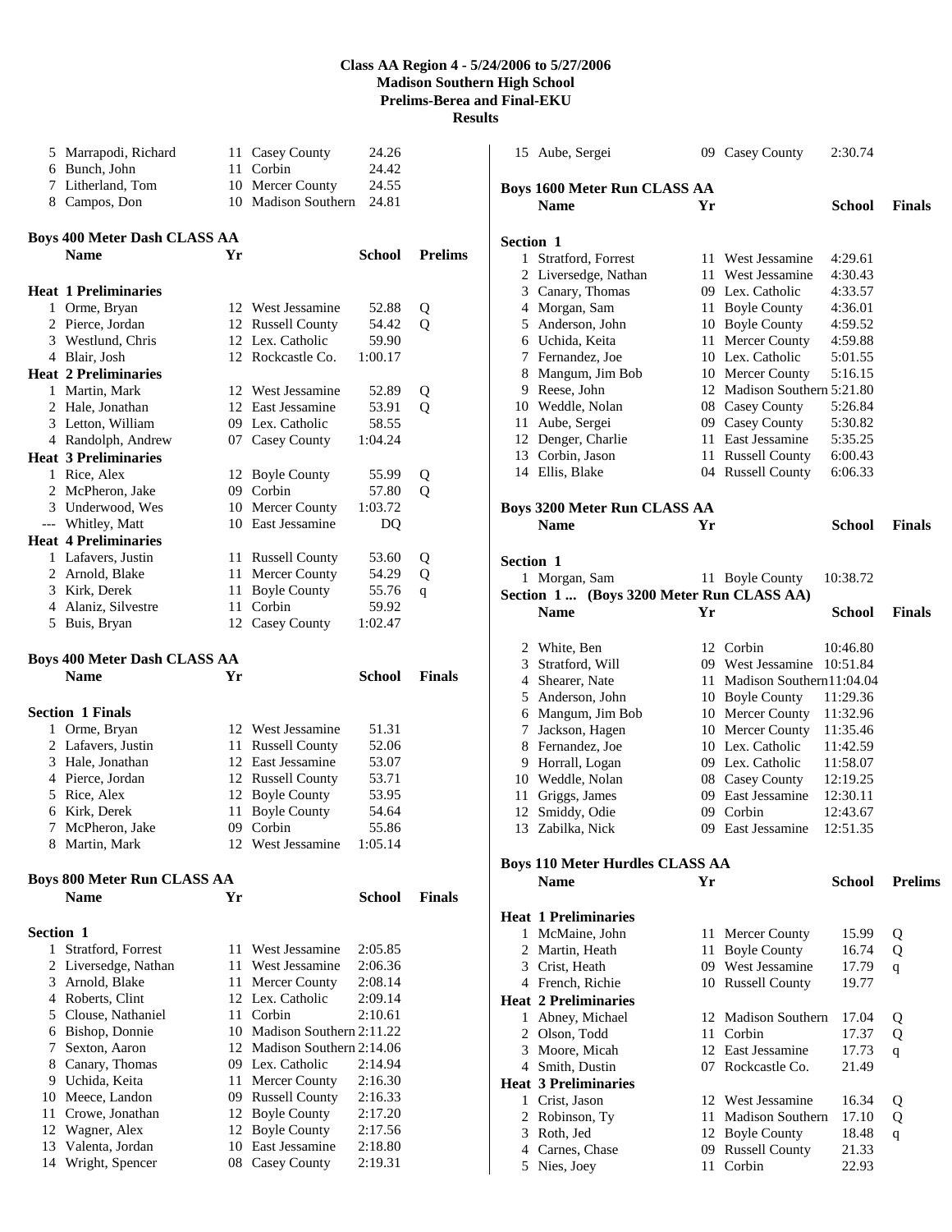# Class AA Region 4 - 5/24/2006 to 5/27/2006
## Madison Southern High School
## Prelims-Berea and Final-EKU
## Results

| | Name | Yr | School | Time |
|---|---|---|---|---|
| 5 | Marrapodi, Richard | 11 | Casey County | 24.26 |
| 6 | Bunch, John | 11 | Corbin | 24.42 |
| 7 | Litherland, Tom | 10 | Mercer County | 24.55 |
| 8 | Campos, Don | 10 | Madison Southern | 24.81 |

### Boys 400 Meter Dash CLASS AA

| | Name | Yr | School | Prelims | |
|---|---|---|---|---|---|
| **Heat 1 Preliminaries** | | | | | |
| 1 | Orme, Bryan | 12 | West Jessamine | 52.88 | Q |
| 2 | Pierce, Jordan | 12 | Russell County | 54.42 | Q |
| 3 | Westlund, Chris | 12 | Lex. Catholic | 59.90 | |
| 4 | Blair, Josh | 12 | Rockcastle Co. | 1:00.17 | |
| **Heat 2 Preliminaries** | | | | | |
| 1 | Martin, Mark | 12 | West Jessamine | 52.89 | Q |
| 2 | Hale, Jonathan | 12 | East Jessamine | 53.91 | Q |
| 3 | Letton, William | 09 | Lex. Catholic | 58.55 | |
| 4 | Randolph, Andrew | 07 | Casey County | 1:04.24 | |
| **Heat 3 Preliminaries** | | | | | |
| 1 | Rice, Alex | 12 | Boyle County | 55.99 | Q |
| 2 | McPheron, Jake | 09 | Corbin | 57.80 | Q |
| 3 | Underwood, Wes | 10 | Mercer County | 1:03.72 | |
| --- | Whitley, Matt | 10 | East Jessamine | DQ | |
| **Heat 4 Preliminaries** | | | | | |
| 1 | Lafavers, Justin | 11 | Russell County | 53.60 | Q |
| 2 | Arnold, Blake | 11 | Mercer County | 54.29 | Q |
| 3 | Kirk, Derek | 11 | Boyle County | 55.76 | q |
| 4 | Alaniz, Silvestre | 11 | Corbin | 59.92 | |
| 5 | Buis, Bryan | 12 | Casey County | 1:02.47 | |

### Boys 400 Meter Dash CLASS AA

| | Name | Yr | School | Finals |
|---|---|---|---|---|
| **Section 1 Finals** | | | | |
| 1 | Orme, Bryan | 12 | West Jessamine | 51.31 |
| 2 | Lafavers, Justin | 11 | Russell County | 52.06 |
| 3 | Hale, Jonathan | 12 | East Jessamine | 53.07 |
| 4 | Pierce, Jordan | 12 | Russell County | 53.71 |
| 5 | Rice, Alex | 12 | Boyle County | 53.95 |
| 6 | Kirk, Derek | 11 | Boyle County | 54.64 |
| 7 | McPheron, Jake | 09 | Corbin | 55.86 |
| 8 | Martin, Mark | 12 | West Jessamine | 1:05.14 |

### Boys 800 Meter Run CLASS AA

| | Name | Yr | School | Finals |
|---|---|---|---|---|
| **Section 1** | | | | |
| 1 | Stratford, Forrest | 11 | West Jessamine | 2:05.85 |
| 2 | Liversedge, Nathan | 11 | West Jessamine | 2:06.36 |
| 3 | Arnold, Blake | 11 | Mercer County | 2:08.14 |
| 4 | Roberts, Clint | 12 | Lex. Catholic | 2:09.14 |
| 5 | Clouse, Nathaniel | 11 | Corbin | 2:10.61 |
| 6 | Bishop, Donnie | 10 | Madison Southern | 2:11.22 |
| 7 | Sexton, Aaron | 12 | Madison Southern | 2:14.06 |
| 8 | Canary, Thomas | 09 | Lex. Catholic | 2:14.94 |
| 9 | Uchida, Keita | 11 | Mercer County | 2:16.30 |
| 10 | Meece, Landon | 09 | Russell County | 2:16.33 |
| 11 | Crowe, Jonathan | 12 | Boyle County | 2:17.20 |
| 12 | Wagner, Alex | 12 | Boyle County | 2:17.56 |
| 13 | Valenta, Jordan | 10 | East Jessamine | 2:18.80 |
| 14 | Wright, Spencer | 08 | Casey County | 2:19.31 |
| 15 | Aube, Sergei | 09 | Casey County | 2:30.74 |

### Boys 1600 Meter Run CLASS AA

| | Name | Yr | School | Finals |
|---|---|---|---|---|
| **Section 1** | | | | |
| 1 | Stratford, Forrest | 11 | West Jessamine | 4:29.61 |
| 2 | Liversedge, Nathan | 11 | West Jessamine | 4:30.43 |
| 3 | Canary, Thomas | 09 | Lex. Catholic | 4:33.57 |
| 4 | Morgan, Sam | 11 | Boyle County | 4:36.01 |
| 5 | Anderson, John | 10 | Boyle County | 4:59.52 |
| 6 | Uchida, Keita | 11 | Mercer County | 4:59.88 |
| 7 | Fernandez, Joe | 10 | Lex. Catholic | 5:01.55 |
| 8 | Mangum, Jim Bob | 10 | Mercer County | 5:16.15 |
| 9 | Reese, John | 12 | Madison Southern | 5:21.80 |
| 10 | Weddle, Nolan | 08 | Casey County | 5:26.84 |
| 11 | Aube, Sergei | 09 | Casey County | 5:30.82 |
| 12 | Denger, Charlie | 11 | East Jessamine | 5:35.25 |
| 13 | Corbin, Jason | 11 | Russell County | 6:00.43 |
| 14 | Ellis, Blake | 04 | Russell County | 6:06.33 |

### Boys 3200 Meter Run CLASS AA

| | Name | Yr | School | Finals |
|---|---|---|---|---|
| **Section 1** | | | | |
| 1 | Morgan, Sam | 11 | Boyle County | 10:38.72 |
| 2 | White, Ben | 12 | Corbin | 10:46.80 |
| 3 | Stratford, Will | 09 | West Jessamine | 10:51.84 |
| 4 | Shearer, Nate | 11 | Madison Southern | 11:04.04 |
| 5 | Anderson, John | 10 | Boyle County | 11:29.36 |
| 6 | Mangum, Jim Bob | 10 | Mercer County | 11:32.96 |
| 7 | Jackson, Hagen | 10 | Mercer County | 11:35.46 |
| 8 | Fernandez, Joe | 10 | Lex. Catholic | 11:42.59 |
| 9 | Horrall, Logan | 09 | Lex. Catholic | 11:58.07 |
| 10 | Weddle, Nolan | 08 | Casey County | 12:19.25 |
| 11 | Griggs, James | 09 | East Jessamine | 12:30.11 |
| 12 | Smiddy, Odie | 09 | Corbin | 12:43.67 |
| 13 | Zabilka, Nick | 09 | East Jessamine | 12:51.35 |

### Boys 110 Meter Hurdles CLASS AA

| | Name | Yr | School | Prelims | |
|---|---|---|---|---|---|
| **Heat 1 Preliminaries** | | | | | |
| 1 | McMaine, John | 11 | Mercer County | 15.99 | Q |
| 2 | Martin, Heath | 11 | Boyle County | 16.74 | Q |
| 3 | Crist, Heath | 09 | West Jessamine | 17.79 | q |
| 4 | French, Richie | 10 | Russell County | 19.77 | |
| **Heat 2 Preliminaries** | | | | | |
| 1 | Abney, Michael | 12 | Madison Southern | 17.04 | Q |
| 2 | Olson, Todd | 11 | Corbin | 17.37 | Q |
| 3 | Moore, Micah | 12 | East Jessamine | 17.73 | q |
| 4 | Smith, Dustin | 07 | Rockcastle Co. | 21.49 | |
| **Heat 3 Preliminaries** | | | | | |
| 1 | Crist, Jason | 12 | West Jessamine | 16.34 | Q |
| 2 | Robinson, Ty | 11 | Madison Southern | 17.10 | Q |
| 3 | Roth, Jed | 12 | Boyle County | 18.48 | q |
| 4 | Carnes, Chase | 09 | Russell County | 21.33 | |
| 5 | Nies, Joey | 11 | Corbin | 22.93 | |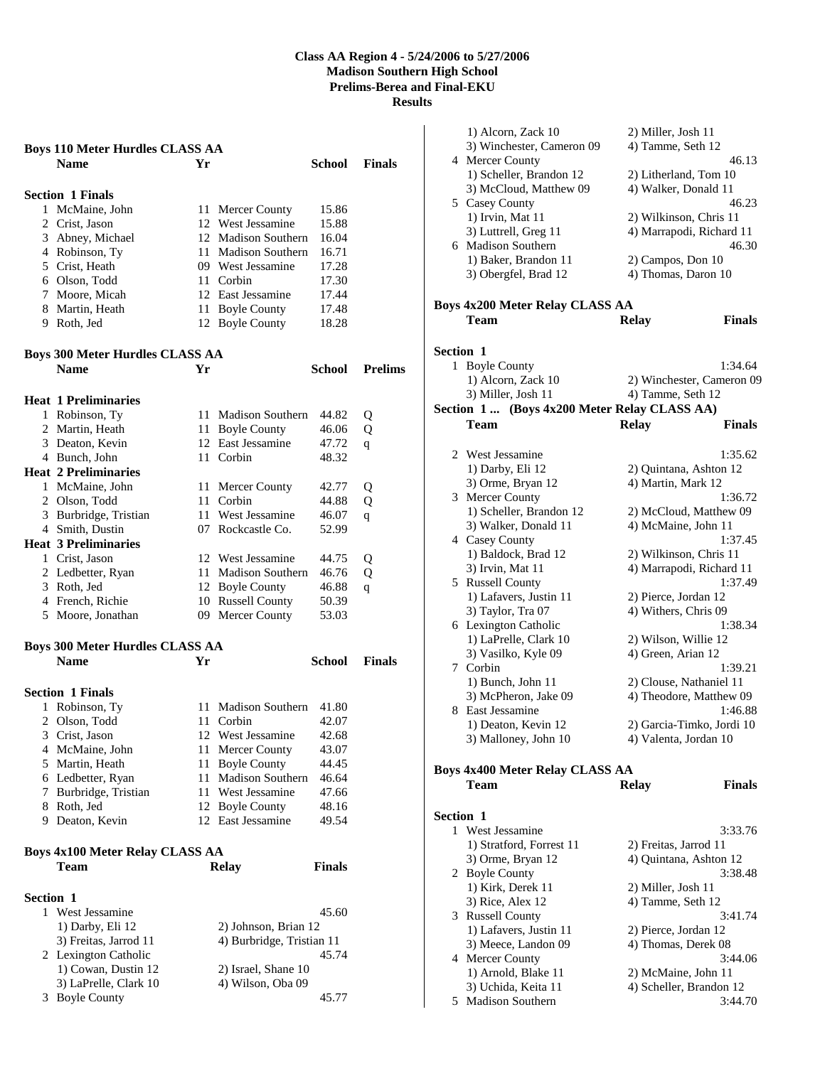**Class AA Region 4 - 5/24/2006 to 5/27/2006**
**Madison Southern High School**
**Prelims-Berea and Final-EKU**
**Results**

### Boys 110 Meter Hurdles CLASS AA

| | Name | Yr | School | Finals |
|---|---|---|---|---|
| **Section 1 Finals** | | | | |
| 1 | McMaine, John | 11 | Mercer County | 15.86 |
| 2 | Crist, Jason | 12 | West Jessamine | 15.88 |
| 3 | Abney, Michael | 12 | Madison Southern | 16.04 |
| 4 | Robinson, Ty | 11 | Madison Southern | 16.71 |
| 5 | Crist, Heath | 09 | West Jessamine | 17.28 |
| 6 | Olson, Todd | 11 | Corbin | 17.30 |
| 7 | Moore, Micah | 12 | East Jessamine | 17.44 |
| 8 | Martin, Heath | 11 | Boyle County | 17.48 |
| 9 | Roth, Jed | 12 | Boyle County | 18.28 |

### Boys 300 Meter Hurdles CLASS AA

| | Name | Yr | School | Prelims | |
|---|---|---|---|---|---|
| **Heat 1 Preliminaries** | | | | | |
| 1 | Robinson, Ty | 11 | Madison Southern | 44.82 | Q |
| 2 | Martin, Heath | 11 | Boyle County | 46.06 | Q |
| 3 | Deaton, Kevin | 12 | East Jessamine | 47.72 | q |
| 4 | Bunch, John | 11 | Corbin | 48.32 | |
| **Heat 2 Preliminaries** | | | | | |
| 1 | McMaine, John | 11 | Mercer County | 42.77 | Q |
| 2 | Olson, Todd | 11 | Corbin | 44.88 | Q |
| 3 | Burbridge, Tristian | 11 | West Jessamine | 46.07 | q |
| 4 | Smith, Dustin | 07 | Rockcastle Co. | 52.99 | |
| **Heat 3 Preliminaries** | | | | | |
| 1 | Crist, Jason | 12 | West Jessamine | 44.75 | Q |
| 2 | Ledbetter, Ryan | 11 | Madison Southern | 46.76 | Q |
| 3 | Roth, Jed | 12 | Boyle County | 46.88 | q |
| 4 | French, Richie | 10 | Russell County | 50.39 | |
| 5 | Moore, Jonathan | 09 | Mercer County | 53.03 | |

### Boys 300 Meter Hurdles CLASS AA

| | Name | Yr | School | Finals |
|---|---|---|---|---|
| **Section 1 Finals** | | | | |
| 1 | Robinson, Ty | 11 | Madison Southern | 41.80 |
| 2 | Olson, Todd | 11 | Corbin | 42.07 |
| 3 | Crist, Jason | 12 | West Jessamine | 42.68 |
| 4 | McMaine, John | 11 | Mercer County | 43.07 |
| 5 | Martin, Heath | 11 | Boyle County | 44.45 |
| 6 | Ledbetter, Ryan | 11 | Madison Southern | 46.64 |
| 7 | Burbridge, Tristian | 11 | West Jessamine | 47.66 |
| 8 | Roth, Jed | 12 | Boyle County | 48.16 |
| 9 | Deaton, Kevin | 12 | East Jessamine | 49.54 |

### Boys 4x100 Meter Relay CLASS AA

| | Team | Relay | Finals |
|---|---|---|---|
| **Section 1** | | | |
| 1 | West Jessamine | | 45.60 |
| | 1) Darby, Eli 12 | 2) Johnson, Brian 12 | |
| | 3) Freitas, Jarrod 11 | 4) Burbridge, Tristian 11 | |
| 2 | Lexington Catholic | | 45.74 |
| | 1) Cowan, Dustin 12 | 2) Israel, Shane 10 | |
| | 3) LaPrelle, Clark 10 | 4) Wilson, Oba 09 | |
| 3 | Boyle County | | 45.77 |
| | 1) Alcorn, Zack 10 | 2) Miller, Josh 11 | |
| | 3) Winchester, Cameron 09 | 4) Tamme, Seth 12 | |
| 4 | Mercer County | | 46.13 |
| | 1) Scheller, Brandon 12 | 2) Litherland, Tom 10 | |
| | 3) McCloud, Matthew 09 | 4) Walker, Donald 11 | |
| 5 | Casey County | | 46.23 |
| | 1) Irvin, Mat 11 | 2) Wilkinson, Chris 11 | |
| | 3) Luttrell, Greg 11 | 4) Marrapodi, Richard 11 | |
| 6 | Madison Southern | | 46.30 |
| | 1) Baker, Brandon 11 | 2) Campos, Don 10 | |
| | 3) Obergfel, Brad 12 | 4) Thomas, Daron 10 | |

### Boys 4x200 Meter Relay CLASS AA

| | Team | Relay | Finals |
|---|---|---|---|
| **Section 1** | | | |
| 1 | Boyle County | | 1:34.64 |
| | 1) Alcorn, Zack 10 | 2) Winchester, Cameron 09 | |
| | 3) Miller, Josh 11 | 4) Tamme, Seth 12 | |
| 2 | West Jessamine | | 1:35.62 |
| | 1) Darby, Eli 12 | 2) Quintana, Ashton 12 | |
| | 3) Orme, Bryan 12 | 4) Martin, Mark 12 | |
| 3 | Mercer County | | 1:36.72 |
| | 1) Scheller, Brandon 12 | 2) McCloud, Matthew 09 | |
| | 3) Walker, Donald 11 | 4) McMaine, John 11 | |
| 4 | Casey County | | 1:37.45 |
| | 1) Baldock, Brad 12 | 2) Wilkinson, Chris 11 | |
| | 3) Irvin, Mat 11 | 4) Marrapodi, Richard 11 | |
| 5 | Russell County | | 1:37.49 |
| | 1) Lafavers, Justin 11 | 2) Pierce, Jordan 12 | |
| | 3) Taylor, Tra 07 | 4) Withers, Chris 09 | |
| 6 | Lexington Catholic | | 1:38.34 |
| | 1) LaPrelle, Clark 10 | 2) Wilson, Willie 12 | |
| | 3) Vasilko, Kyle 09 | 4) Green, Arian 12 | |
| 7 | Corbin | | 1:39.21 |
| | 1) Bunch, John 11 | 2) Clouse, Nathaniel 11 | |
| | 3) McPheron, Jake 09 | 4) Theodore, Matthew 09 | |
| 8 | East Jessamine | | 1:46.88 |
| | 1) Deaton, Kevin 12 | 2) Garcia-Timko, Jordi 10 | |
| | 3) Malloney, John 10 | 4) Valenta, Jordan 10 | |

### Boys 4x400 Meter Relay CLASS AA

| | Team | Relay | Finals |
|---|---|---|---|
| **Section 1** | | | |
| 1 | West Jessamine | | 3:33.76 |
| | 1) Stratford, Forrest 11 | 2) Freitas, Jarrod 11 | |
| | 3) Orme, Bryan 12 | 4) Quintana, Ashton 12 | |
| 2 | Boyle County | | 3:38.48 |
| | 1) Kirk, Derek 11 | 2) Miller, Josh 11 | |
| | 3) Rice, Alex 12 | 4) Tamme, Seth 12 | |
| 3 | Russell County | | 3:41.74 |
| | 1) Lafavers, Justin 11 | 2) Pierce, Jordan 12 | |
| | 3) Meece, Landon 09 | 4) Thomas, Derek 08 | |
| 4 | Mercer County | | 3:44.06 |
| | 1) Arnold, Blake 11 | 2) McMaine, John 11 | |
| | 3) Uchida, Keita 11 | 4) Scheller, Brandon 12 | |
| 5 | Madison Southern | | 3:44.70 |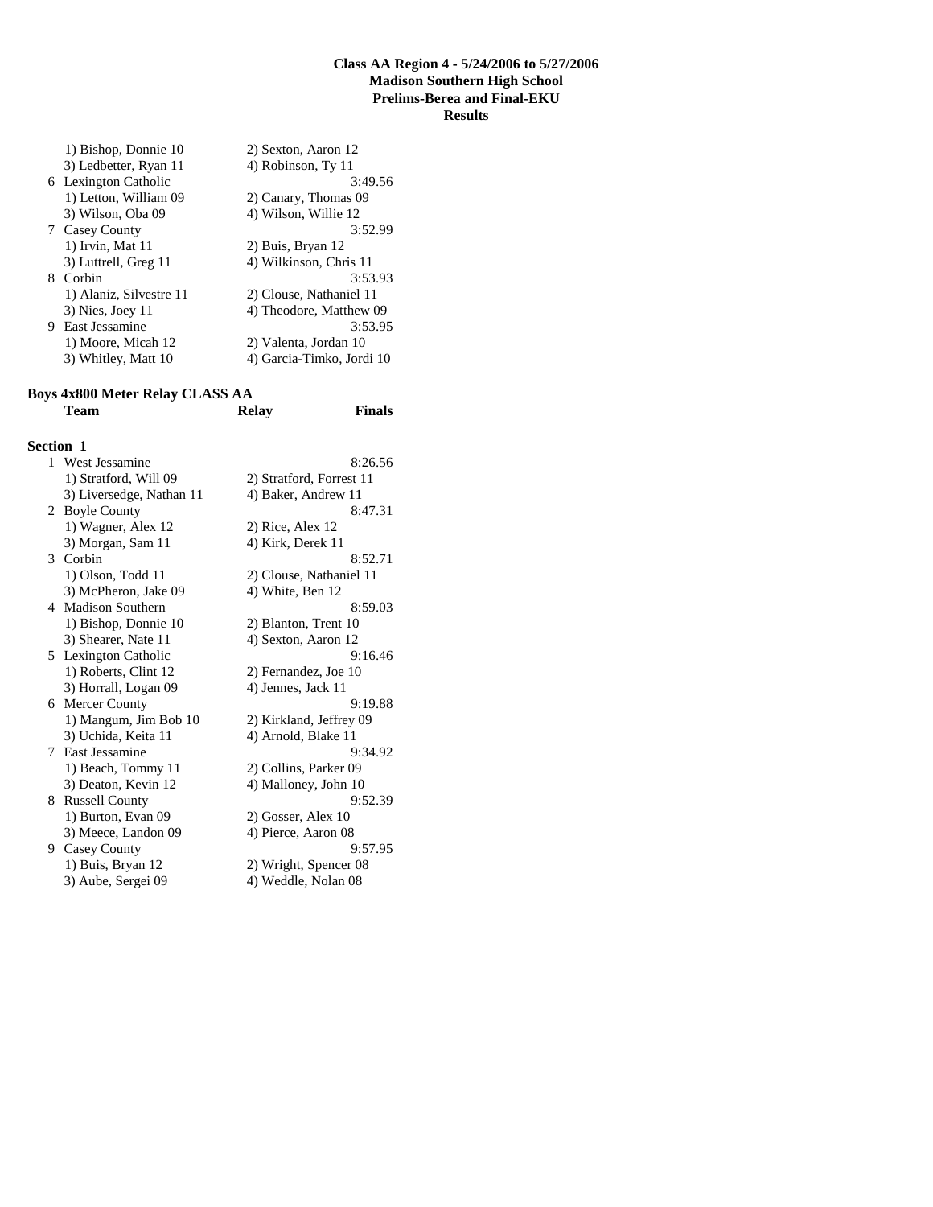**Class AA Region 4 - 5/24/2006 to 5/27/2006**
**Madison Southern High School**
**Prelims-Berea and Final-EKU**
**Results**

```
    1) Bishop, Donnie 10          2) Sexton, Aaron 12
    3) Ledbetter, Ryan 11         4) Robinson, Ty 11
  6 Lexington Catholic                          3:49.56
    1) Letton, William 09         2) Canary, Thomas 09
    3) Wilson, Oba 09             4) Wilson, Willie 12
  7 Casey County                                3:52.99
    1) Irvin, Mat 11              2) Buis, Bryan 12
    3) Luttrell, Greg 11          4) Wilkinson, Chris 11
  8 Corbin                                      3:53.93
    1) Alaniz, Silvestre 11       2) Clouse, Nathaniel 11
    3) Nies, Joey 11              4) Theodore, Matthew 09
  9 East Jessamine                              3:53.95
    1) Moore, Micah 12            2) Valenta, Jordan 10
    3) Whitley, Matt 10           4) Garcia-Timko, Jordi 10
```

**Boys 4x800 Meter Relay CLASS AA**

```
    Team                          Relay         Finals

Section  1
  1 West Jessamine                              8:26.56
    1) Stratford, Will 09         2) Stratford, Forrest 11
    3) Liversedge, Nathan 11      4) Baker, Andrew 11
  2 Boyle County                                8:47.31
    1) Wagner, Alex 12            2) Rice, Alex 12
    3) Morgan, Sam 11             4) Kirk, Derek 11
  3 Corbin                                      8:52.71
    1) Olson, Todd 11             2) Clouse, Nathaniel 11
    3) McPheron, Jake 09          4) White, Ben 12
  4 Madison Southern                            8:59.03
    1) Bishop, Donnie 10          2) Blanton, Trent 10
    3) Shearer, Nate 11           4) Sexton, Aaron 12
  5 Lexington Catholic                          9:16.46
    1) Roberts, Clint 12          2) Fernandez, Joe 10
    3) Horrall, Logan 09          4) Jennes, Jack 11
  6 Mercer County                               9:19.88
    1) Mangum, Jim Bob 10         2) Kirkland, Jeffrey 09
    3) Uchida, Keita 11           4) Arnold, Blake 11
  7 East Jessamine                              9:34.92
    1) Beach, Tommy 11            2) Collins, Parker 09
    3) Deaton, Kevin 12           4) Malloney, John 10
  8 Russell County                              9:52.39
    1) Burton, Evan 09            2) Gosser, Alex 10
    3) Meece, Landon 09           4) Pierce, Aaron 08
  9 Casey County                                9:57.95
    1) Buis, Bryan 12             2) Wright, Spencer 08
    3) Aube, Sergei 09            4) Weddle, Nolan 08
```